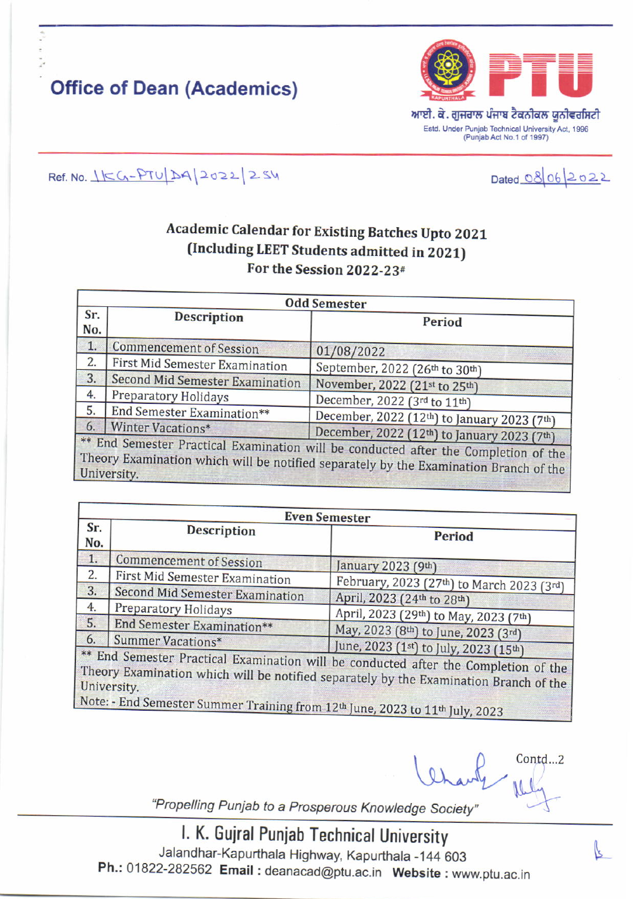# Office of Deen (Academics)

PTU

ਆਈ. ਕੇ. ਗੁਜਰਾਲ ਪੰਜਾਬ ਟੈਕਨੀਕਲ ਯੂਨੀਵਰਸਿਟੀ
Estd. Under Punjab Technical University Act, 1996 (Punjab Act No.1 of 1997)

Ref. No. IKG-PTU/DA/2022/254

Dated 08/06/2022

## Academic Calendar for Existing Batches Upto 2021 (Including LEET Students admitted in 2021) For the Session 2022-23#

| Odd Semester | | |
|---|---|---|
| **Sr. No.** | **Description** | **Period** |
| 1. | Commencement of Session | 01/08/2022 |
| 2. | First Mid Semester Examination | September, 2022 (26th to 30th) |
| 3. | Second Mid Semester Examination | November, 2022 (21st to 25th) |
| 4. | Preparatory Holidays | December, 2022 (3rd to 11th) |
| 5. | End Semester Examination** | December, 2022 (12th) to January 2023 (7th) |
| 6. | Winter Vacations* | December, 2022 (12th) to January 2023 (7th) |

** End Semester Practical Examination will be conducted after the Completion of the Theory Examination which will be notified separately by the Examination Branch of the University.

| Even Semester | | |
|---|---|---|
| **Sr. No.** | **Description** | **Period** |
| 1. | Commencement of Session | January 2023 (9th) |
| 2. | First Mid Semester Examination | February, 2023 (27th) to March 2023 (3rd) |
| 3. | Second Mid Semester Examination | April, 2023 (24th to 28th) |
| 4. | Preparatory Holidays | April, 2023 (29th) to May, 2023 (7th) |
| 5. | End Semester Examination** | May, 2023 (8th) to June, 2023 (3rd) |
| 6. | Summer Vacations* | June, 2023 (1st) to July, 2023 (15th) |

** End Semester Practical Examination will be conducted after the Completion of the Theory Examination which will be notified separately by the Examination Branch of the University.

Note: - End Semester Summer Training from 12th June, 2023 to 11th July, 2023

Contd...2

*"Propelling Punjab to a Prosperous Knowledge Society"*

I. K. Gujral Punjab Technical University
Jalandhar-Kapurthala Highway, Kapurthala -144 603
**Ph.:** 01822-282562 **Email :** deanacad@ptu.ac.in **Website :** www.ptu.ac.in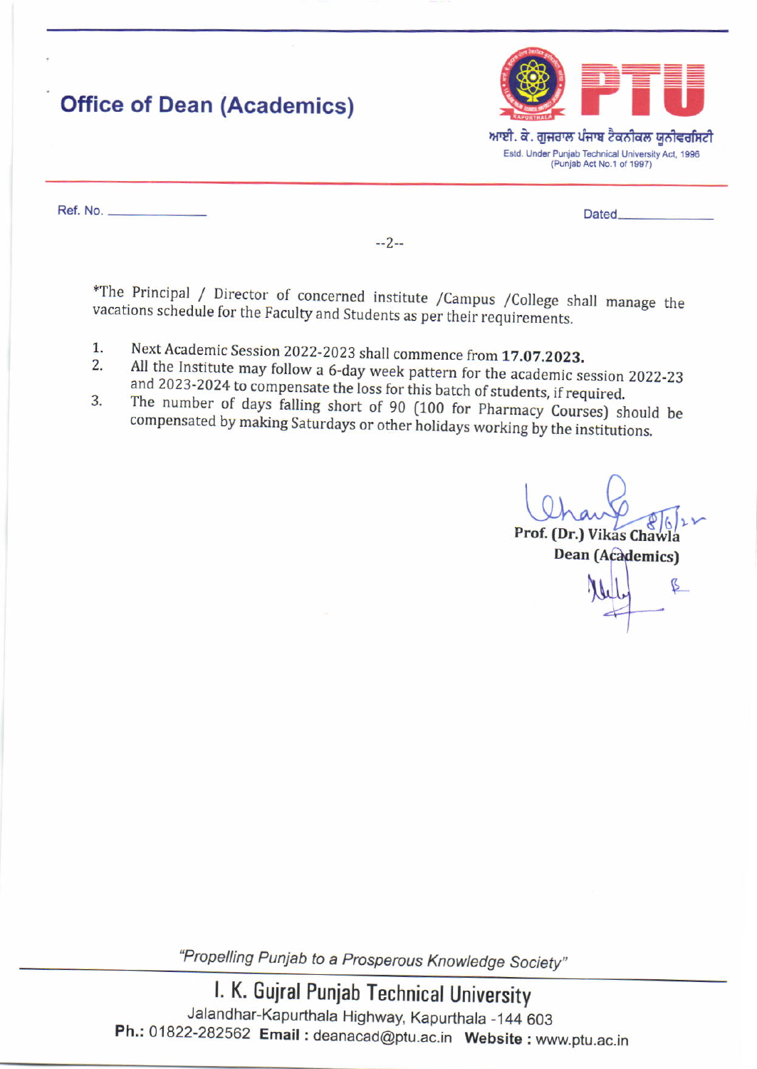# Office of Dean (Academics)

ਆਈ. ਕੇ. ਗੁਜਰਾਲ ਪੰਜਾਬ ਟੈਕਨੀਕਲ ਯੂਨੀਵਰਸਿਟੀ
Estd. Under Punjab Technical University Act, 1996
(Punjab Act No.1 of 1997)

Ref. No. ______________ Dated______________

*The Principal / Director of concerned institute /Campus /College shall manage the vacations schedule for the Faculty and Students as per their requirements.

1. Next Academic Session 2022-2023 shall commence from **17.07.2023.**
2. All the Institute may follow a 6-day week pattern for the academic session 2022-23 and 2023-2024 to compensate the loss for this batch of students, if required.
3. The number of days falling short of 90 (100 for Pharmacy Courses) should be compensated by making Saturdays or other holidays working by the institutions.

8/6/22

**Prof. (Dr.) Vikas Chawla**
**Dean (Academics)**

*"Propelling Punjab to a Prosperous Knowledge Society"*

I. K. Gujral Punjab Technical University
Jalandhar-Kapurthala Highway, Kapurthala -144 603
**Ph.:** 01822-282562 **Email :** deanacad@ptu.ac.in **Website :** www.ptu.ac.in